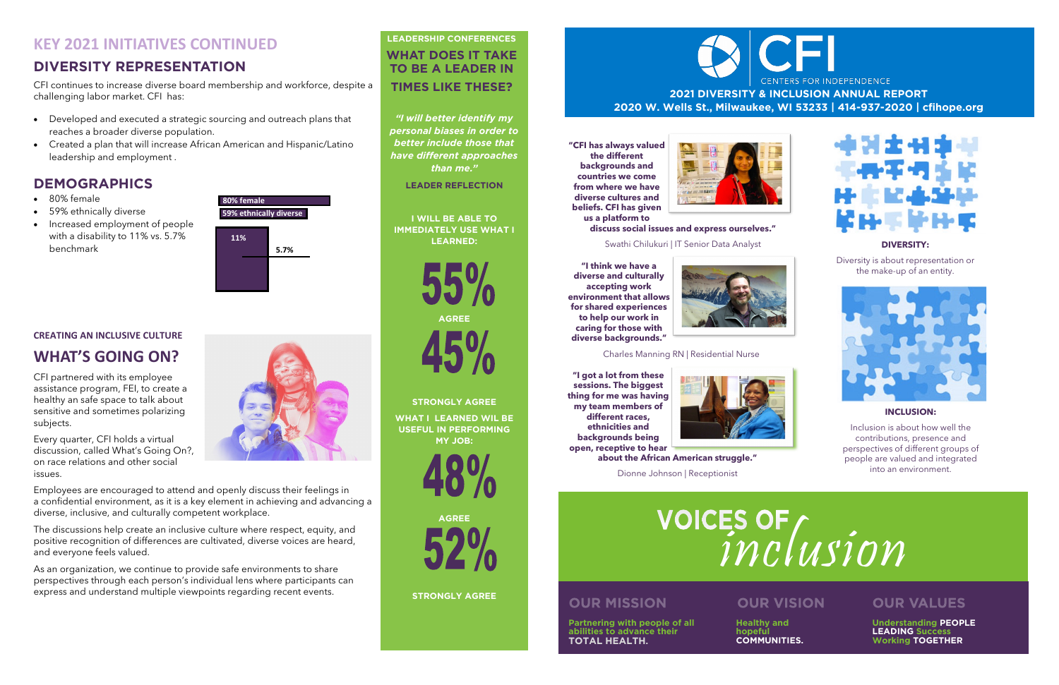# KEY 2021 INITIATIVES CONTINUED

## DIVERSITY REPRESENTATION

CFI continues to increase diverse board membership and workforce, despite a challenging labor market. CFI has:

- Developed and executed a strategic sourcing and outreach plans that reaches a broader diverse population.
- Created a plan that will increase African American and Hispanic/Latino leadership and employment .

## DEMOGRAPHICS

- 80% female
- 59% ethnically diverse
- Increased employment of people with a disability to 11% vs. 5.7% benchmark

80% female
59% ethnically diverse
11%
5.7%

### CREATING AN INCLUSIVE CULTURE

## WHAT'S GOING ON?

CFI partnered with its employee assistance program, FEI, to create a healthy an safe space to talk about sensitive and sometimes polarizing subjects.

Every quarter, CFI holds a virtual discussion, called What's Going On?, on race relations and other social issues.

Employees are encouraged to attend and openly discuss their feelings in a confidential environment, as it is a key element in achieving and advancing a diverse, inclusive, and culturally competent workplace.

The discussions help create an inclusive culture where respect, equity, and positive recognition of differences are cultivated, diverse voices are heard, and everyone feels valued.

As an organization, we continue to provide safe environments to share perspectives through each person's individual lens where participants can express and understand multiple viewpoints regarding recent events.

### LEADERSHIP CONFERENCES

## WHAT DOES IT TAKE TO BE A LEADER IN TIMES LIKE THESE?

*"I will better identify my personal biases in order to better include those that have different approaches than me."*

**LEADER REFLECTION**

**I WILL BE ABLE TO IMMEDIATELY USE WHAT I LEARNED:**

**55%** AGREE

**45%** STRONGLY AGREE

**WHAT I LEARNED WIL BE USEFUL IN PERFORMING MY JOB:**

**48%** AGREE

**52%** STRONGLY AGREE

# CFI

CENTERS FOR INDEPENDENCE

**2021 DIVERSITY & INCLUSION ANNUAL REPORT**

**2020 W. Wells St., Milwaukee, WI 53233 | 414-937-2020 | cfihope.org**

**"CFI has always valued the different backgrounds and countries we come from where we have diverse cultures and beliefs. CFI has given us a platform to discuss social issues and express ourselves."**

Swathi Chilukuri | IT Senior Data Analyst

**"I think we have a diverse and culturally accepting work environment that allows for shared experiences to help our work in caring for those with diverse backgrounds."**

Charles Manning RN | Residential Nurse

**"I got a lot from these sessions. The biggest thing for me was having my team members of different races, ethnicities and backgrounds being open, receptive to hear about the African American struggle."**

Dionne Johnson | Receptionist

**DIVERSITY:**

Diversity is about representation or the make-up of an entity.

**INCLUSION:**

Inclusion is about how well the contributions, presence and perspectives of different groups of people are valued and integrated into an environment.

# VOICES OF *inclusion*

## OUR MISSION

Partnering with people of all abilities to advance their **TOTAL HEALTH.**

## OUR VISION

Healthy and hopeful **COMMUNITIES.**

## OUR VALUES

Understanding **PEOPLE**
**LEADING** Success
Working **TOGETHER**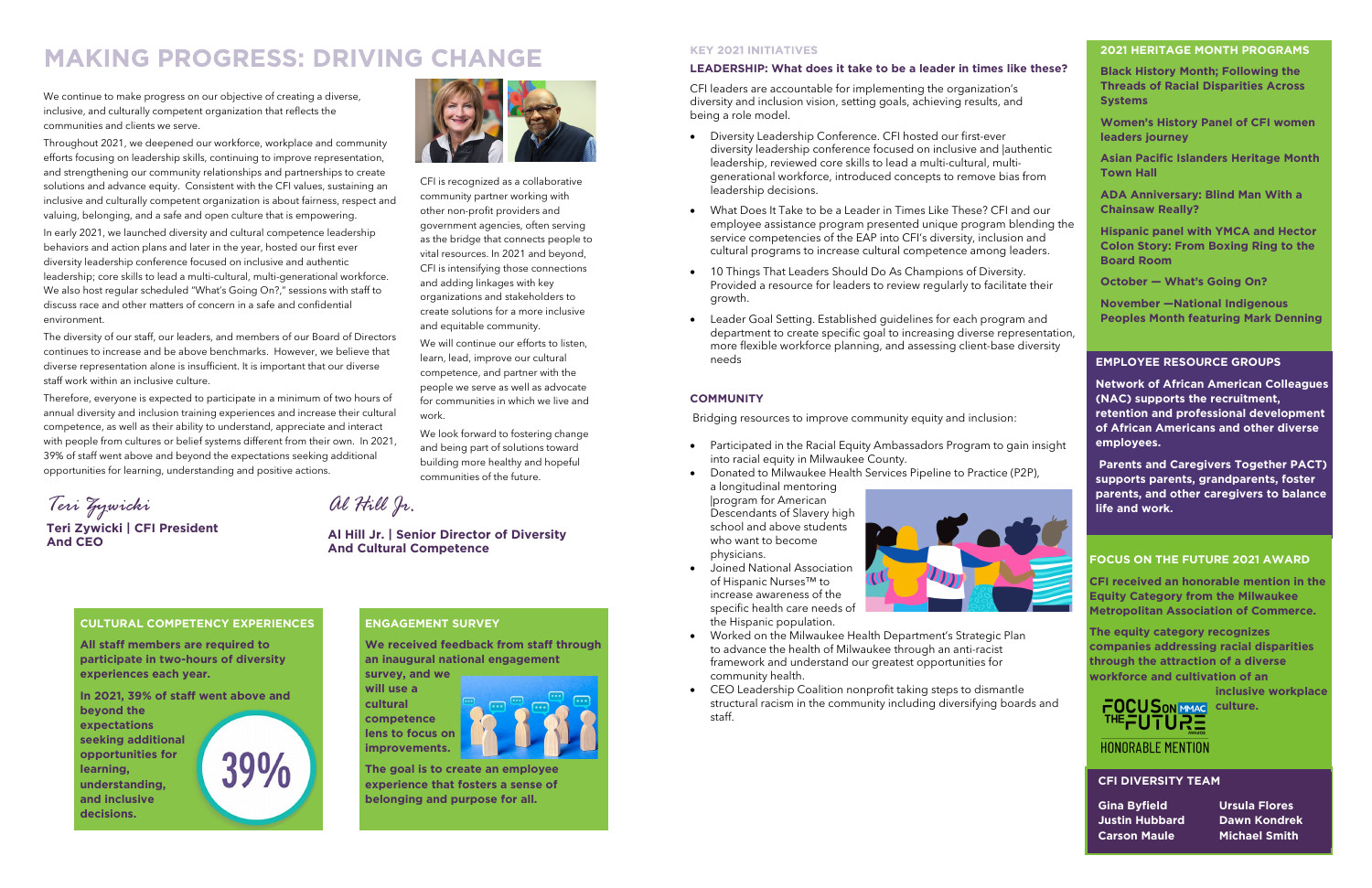# MAKING PROGRESS: DRIVING CHANGE

We continue to make progress on our objective of creating a diverse, inclusive, and culturally competent organization that reflects the communities and clients we serve.

Throughout 2021, we deepened our workforce, workplace and community efforts focusing on leadership skills, continuing to improve representation, and strengthening our community relationships and partnerships to create solutions and advance equity. Consistent with the CFI values, sustaining an inclusive and culturally competent organization is about fairness, respect and valuing, belonging, and a safe and open culture that is empowering.

In early 2021, we launched diversity and cultural competence leadership behaviors and action plans and later in the year, hosted our first ever diversity leadership conference focused on inclusive and authentic leadership; core skills to lead a multi-cultural, multi-generational workforce. We also host regular scheduled "What's Going On?," sessions with staff to discuss race and other matters of concern in a safe and confidential environment.

The diversity of our staff, our leaders, and members of our Board of Directors continues to increase and be above benchmarks. However, we believe that diverse representation alone is insufficient. It is important that our diverse staff work within an inclusive culture.

Therefore, everyone is expected to participate in a minimum of two hours of annual diversity and inclusion training experiences and increase their cultural competence, as well as their ability to understand, appreciate and interact with people from cultures or belief systems different from their own. In 2021, 39% of staff went above and beyond the expectations seeking additional opportunities for learning, understanding and positive actions.

CFI is recognized as a collaborative community partner working with other non-profit providers and government agencies, often serving as the bridge that connects people to vital resources. In 2021 and beyond, CFI is intensifying those connections and adding linkages with key organizations and stakeholders to create solutions for a more inclusive and equitable community.

We will continue our efforts to listen, learn, lead, improve our cultural competence, and partner with the people we serve as well as advocate for communities in which we live and work.

We look forward to fostering change and being part of solutions toward building more healthy and hopeful communities of the future.

*Teri Zywicki*

**Teri Zywicki | CFI President And CEO**

*Al Hill Jr.*

**Al Hill Jr. | Senior Director of Diversity And Cultural Competence**

### CULTURAL COMPETENCY EXPERIENCES

**All staff members are required to participate in two-hours of diversity experiences each year.**

**In 2021, 39% of staff went above and beyond the expectations seeking additional opportunities for learning, understanding, and inclusive decisions.**

39%

### ENGAGEMENT SURVEY

**We received feedback from staff through an inaugural national engagement survey, and we will use a cultural competence lens to focus on improvements.**

**The goal is to create an employee experience that fosters a sense of belonging and purpose for all.**

### KEY 2021 INITIATIVES

#### LEADERSHIP: What does it take to be a leader in times like these?

CFI leaders are accountable for implementing the organization's diversity and inclusion vision, setting goals, achieving results, and being a role model.

- Diversity Leadership Conference. CFI hosted our first-ever diversity leadership conference focused on inclusive and |authentic leadership, reviewed core skills to lead a multi-cultural, multi-generational workforce, introduced concepts to remove bias from leadership decisions.
- What Does It Take to be a Leader in Times Like These? CFI and our employee assistance program presented unique program blending the service competencies of the EAP into CFI's diversity, inclusion and cultural programs to increase cultural competence among leaders.
- 10 Things That Leaders Should Do As Champions of Diversity. Provided a resource for leaders to review regularly to facilitate their growth.
- Leader Goal Setting. Established guidelines for each program and department to create specific goal to increasing diverse representation, more flexible workforce planning, and assessing client-base diversity needs

#### COMMUNITY

Bridging resources to improve community equity and inclusion:

- Participated in the Racial Equity Ambassadors Program to gain insight into racial equity in Milwaukee County.
- Donated to Milwaukee Health Services Pipeline to Practice (P2P), a longitudinal mentoring |program for American Descendants of Slavery high school and above students who want to become physicians.
- Joined National Association of Hispanic Nurses™ to increase awareness of the specific health care needs of the Hispanic population.
- Worked on the Milwaukee Health Department's Strategic Plan to advance the health of Milwaukee through an anti-racist framework and understand our greatest opportunities for community health.
- CEO Leadership Coalition nonprofit taking steps to dismantle structural racism in the community including diversifying boards and staff.

### 2021 HERITAGE MONTH PROGRAMS

**Black History Month; Following the Threads of Racial Disparities Across Systems**

**Women's History Panel of CFI women leaders journey**

**Asian Pacific Islanders Heritage Month Town Hall**

**ADA Anniversary: Blind Man With a Chainsaw Really?**

**Hispanic panel with YMCA and Hector Colon Story: From Boxing Ring to the Board Room**

**October — What's Going On?**

**November —National Indigenous Peoples Month featuring Mark Denning**

### EMPLOYEE RESOURCE GROUPS

**Network of African American Colleagues (NAC) supports the recruitment, retention and professional development of African Americans and other diverse employees.**

**Parents and Caregivers Together PACT) supports parents, grandparents, foster parents, and other caregivers to balance life and work.**

### FOCUS ON THE FUTURE 2021 AWARD

**CFI received an honorable mention in the Equity Category from the Milwaukee Metropolitan Association of Commerce.**

**The equity category recognizes companies addressing racial disparities through the attraction of a diverse workforce and cultivation of an inclusive workplace culture.**

FOCUS ON THE FUTURE MMAC AWARDS

HONORABLE MENTION

### CFI DIVERSITY TEAM

| | |
|---|---|
| **Gina Byfield** | **Ursula Flores** |
| **Justin Hubbard** | **Dawn Kondrek** |
| **Carson Maule** | **Michael Smith** |